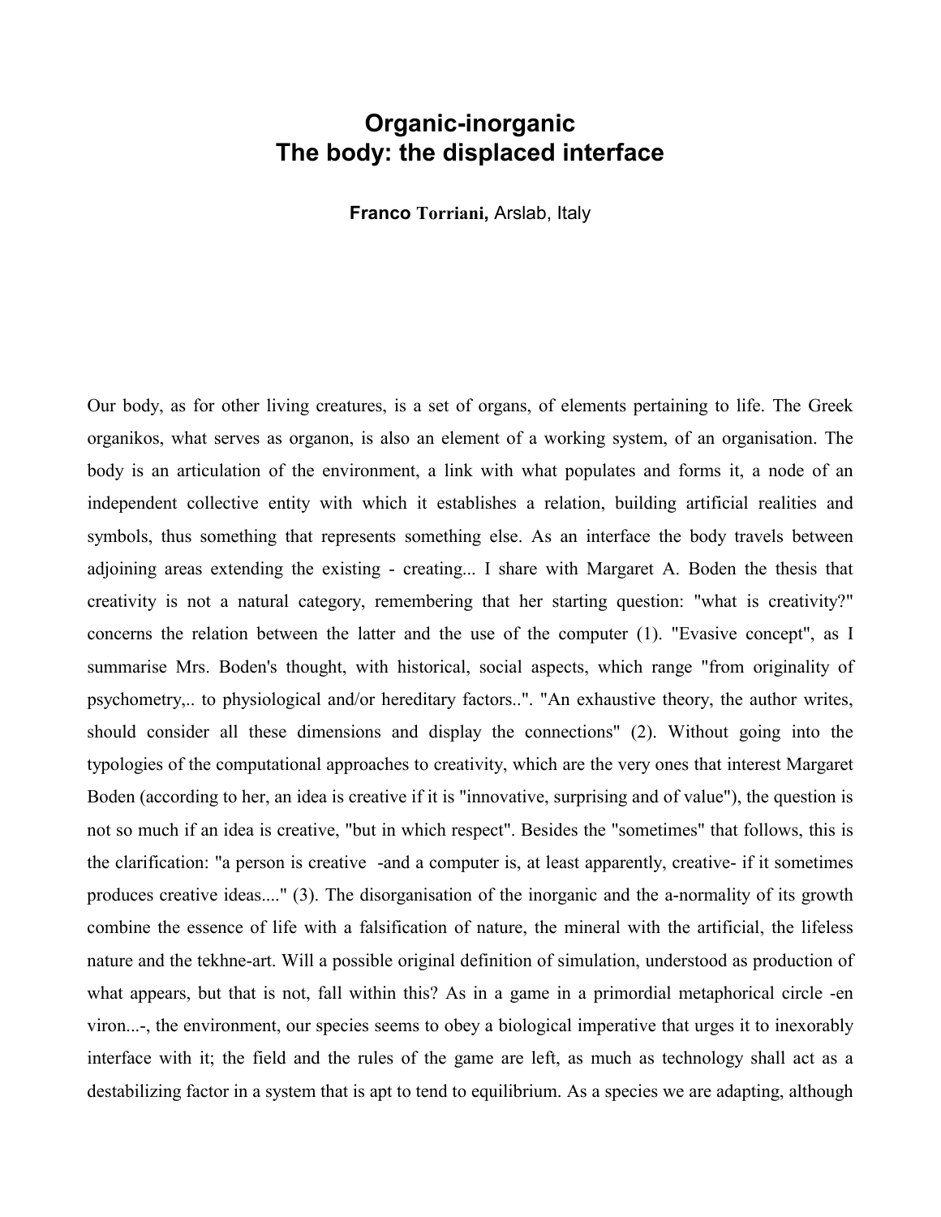# Organic-inorganic
# The body: the displaced interface

**Franco Torriani,** Arslab, Italy

Our body, as for other living creatures, is a set of organs, of elements pertaining to life. The Greek organikos, what serves as organon, is also an element of a working system, of an organisation. The body is an articulation of the environment, a link with what populates and forms it, a node of an independent collective entity with which it establishes a relation, building artificial realities and symbols, thus something that represents something else. As an interface the body travels between adjoining areas extending the existing - creating... I share with Margaret A. Boden the thesis that creativity is not a natural category, remembering that her starting question: "what is creativity?" concerns the relation between the latter and the use of the computer (1). "Evasive concept", as I summarise Mrs. Boden's thought, with historical, social aspects, which range "from originality of psychometry,.. to physiological and/or hereditary factors..". "An exhaustive theory, the author writes, should consider all these dimensions and display the connections" (2). Without going into the typologies of the computational approaches to creativity, which are the very ones that interest Margaret Boden (according to her, an idea is creative if it is "innovative, surprising and of value"), the question is not so much if an idea is creative, "but in which respect". Besides the "sometimes" that follows, this is the clarification: "a person is creative -and a computer is, at least apparently, creative- if it sometimes produces creative ideas...." (3). The disorganisation of the inorganic and the a-normality of its growth combine the essence of life with a falsification of nature, the mineral with the artificial, the lifeless nature and the tekhne-art. Will a possible original definition of simulation, understood as production of what appears, but that is not, fall within this? As in a game in a primordial metaphorical circle -en viron...-, the environment, our species seems to obey a biological imperative that urges it to inexorably interface with it; the field and the rules of the game are left, as much as technology shall act as a destabilizing factor in a system that is apt to tend to equilibrium. As a species we are adapting, although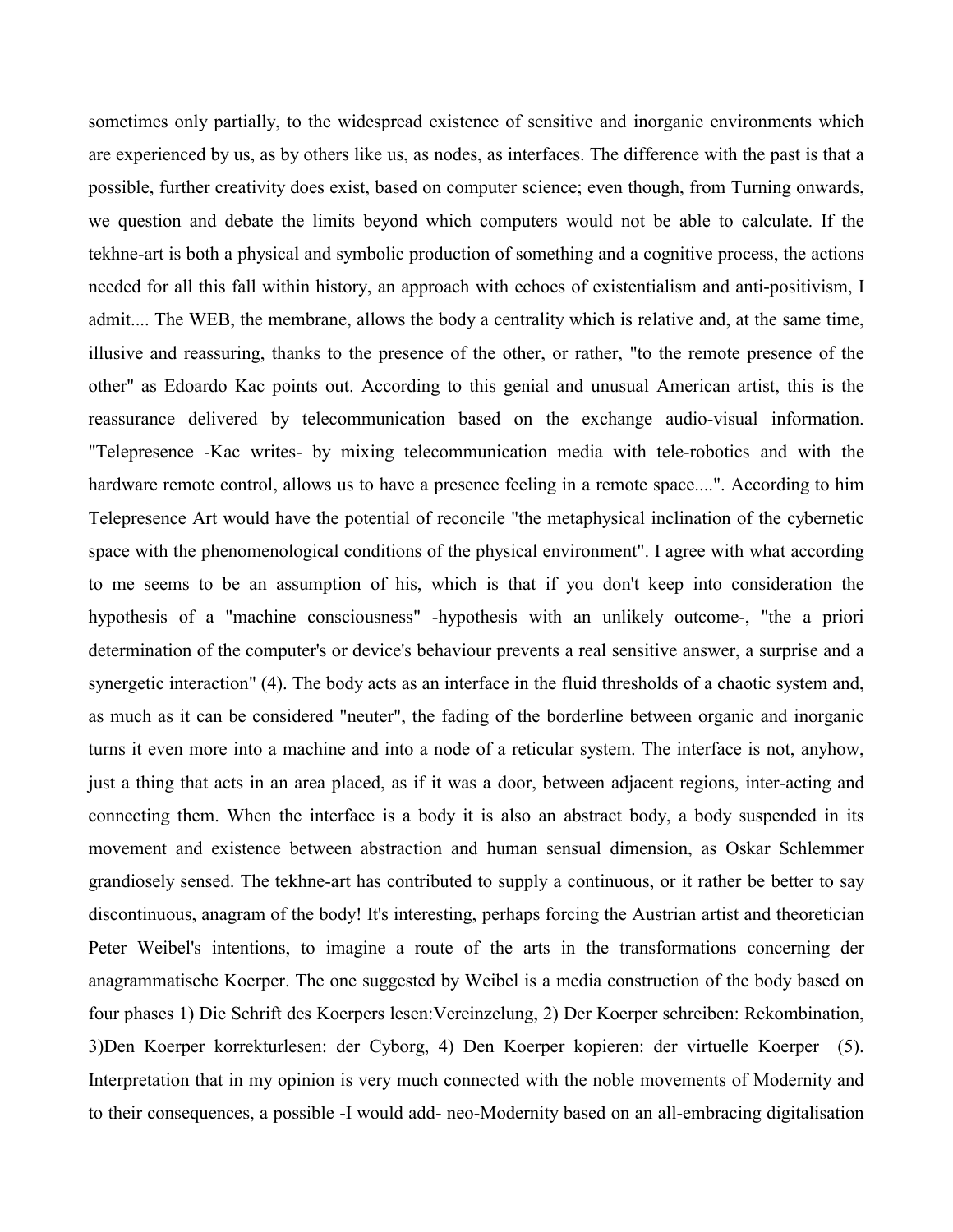sometimes only partially, to the widespread existence of sensitive and inorganic environments which are experienced by us, as by others like us, as nodes, as interfaces. The difference with the past is that a possible, further creativity does exist, based on computer science; even though, from Turning onwards, we question and debate the limits beyond which computers would not be able to calculate. If the tekhne-art is both a physical and symbolic production of something and a cognitive process, the actions needed for all this fall within history, an approach with echoes of existentialism and anti-positivism, I admit.... The WEB, the membrane, allows the body a centrality which is relative and, at the same time, illusive and reassuring, thanks to the presence of the other, or rather, "to the remote presence of the other" as Edoardo Kac points out. According to this genial and unusual American artist, this is the reassurance delivered by telecommunication based on the exchange audio-visual information. "Telepresence -Kac writes- by mixing telecommunication media with tele-robotics and with the hardware remote control, allows us to have a presence feeling in a remote space....". According to him Telepresence Art would have the potential of reconcile "the metaphysical inclination of the cybernetic space with the phenomenological conditions of the physical environment". I agree with what according to me seems to be an assumption of his, which is that if you don't keep into consideration the hypothesis of a "machine consciousness" -hypothesis with an unlikely outcome-, "the a priori determination of the computer's or device's behaviour prevents a real sensitive answer, a surprise and a synergetic interaction" (4). The body acts as an interface in the fluid thresholds of a chaotic system and, as much as it can be considered "neuter", the fading of the borderline between organic and inorganic turns it even more into a machine and into a node of a reticular system. The interface is not, anyhow, just a thing that acts in an area placed, as if it was a door, between adjacent regions, inter-acting and connecting them. When the interface is a body it is also an abstract body, a body suspended in its movement and existence between abstraction and human sensual dimension, as Oskar Schlemmer grandiosely sensed. The tekhne-art has contributed to supply a continuous, or it rather be better to say discontinuous, anagram of the body! It's interesting, perhaps forcing the Austrian artist and theoretician Peter Weibel's intentions, to imagine a route of the arts in the transformations concerning der anagrammatische Koerper. The one suggested by Weibel is a media construction of the body based on four phases 1) Die Schrift des Koerpers lesen:Vereinzelung, 2) Der Koerper schreiben: Rekombination, 3)Den Koerper korrekturlesen: der Cyborg, 4) Den Koerper kopieren: der virtuelle Koerper (5). Interpretation that in my opinion is very much connected with the noble movements of Modernity and to their consequences, a possible -I would add- neo-Modernity based on an all-embracing digitalisation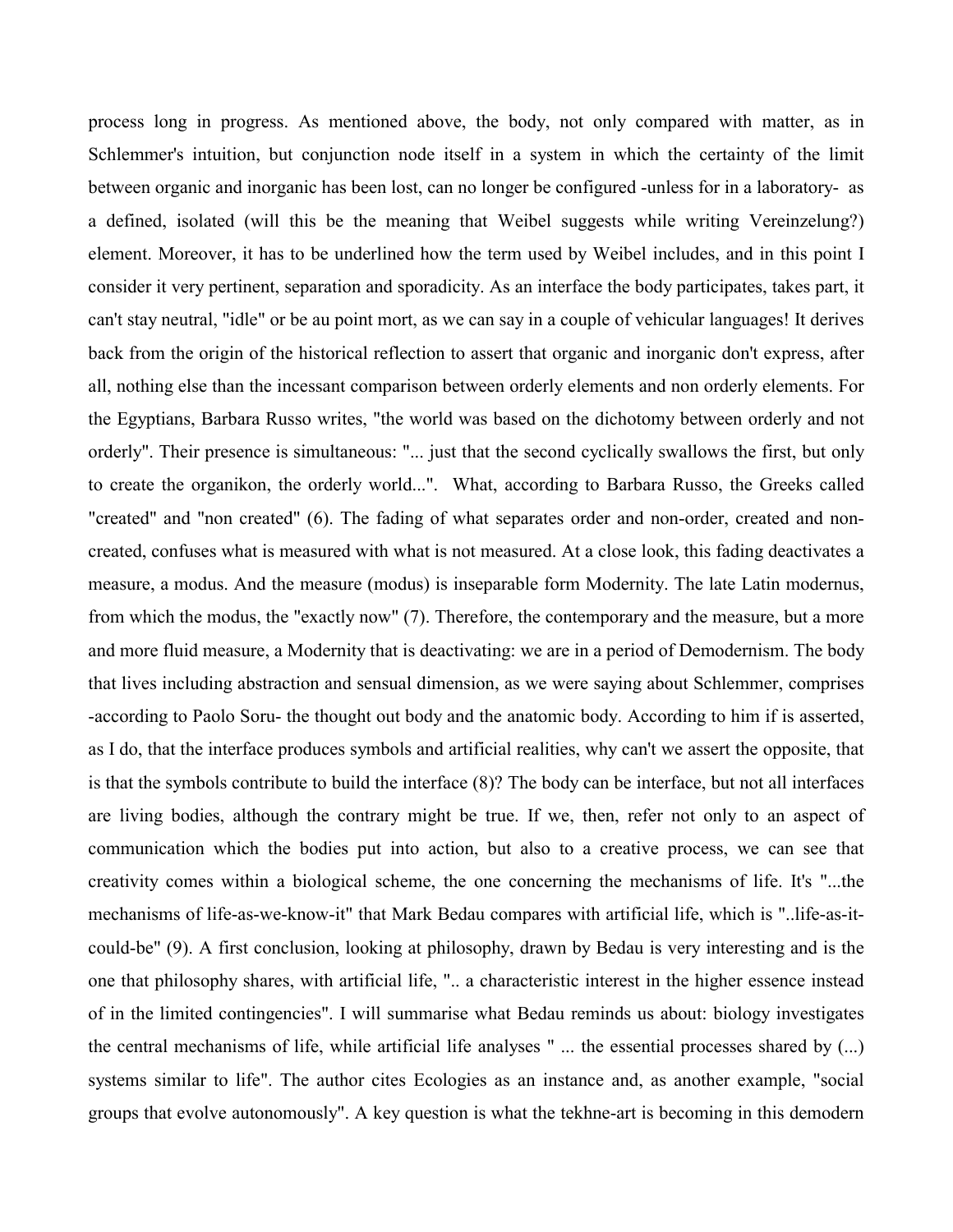process long in progress. As mentioned above, the body, not only compared with matter, as in Schlemmer's intuition, but conjunction node itself in a system in which the certainty of the limit between organic and inorganic has been lost, can no longer be configured -unless for in a laboratory- as a defined, isolated (will this be the meaning that Weibel suggests while writing Vereinzelung?) element. Moreover, it has to be underlined how the term used by Weibel includes, and in this point I consider it very pertinent, separation and sporadicity. As an interface the body participates, takes part, it can't stay neutral, "idle" or be au point mort, as we can say in a couple of vehicular languages! It derives back from the origin of the historical reflection to assert that organic and inorganic don't express, after all, nothing else than the incessant comparison between orderly elements and non orderly elements. For the Egyptians, Barbara Russo writes, "the world was based on the dichotomy between orderly and not orderly". Their presence is simultaneous: "... just that the second cyclically swallows the first, but only to create the organikon, the orderly world...". What, according to Barbara Russo, the Greeks called "created" and "non created" (6). The fading of what separates order and non-order, created and non-created, confuses what is measured with what is not measured. At a close look, this fading deactivates a measure, a modus. And the measure (modus) is inseparable form Modernity. The late Latin modernus, from which the modus, the "exactly now" (7). Therefore, the contemporary and the measure, but a more and more fluid measure, a Modernity that is deactivating: we are in a period of Demodernism. The body that lives including abstraction and sensual dimension, as we were saying about Schlemmer, comprises -according to Paolo Soru- the thought out body and the anatomic body. According to him if is asserted, as I do, that the interface produces symbols and artificial realities, why can't we assert the opposite, that is that the symbols contribute to build the interface (8)? The body can be interface, but not all interfaces are living bodies, although the contrary might be true. If we, then, refer not only to an aspect of communication which the bodies put into action, but also to a creative process, we can see that creativity comes within a biological scheme, the one concerning the mechanisms of life. It's "...the mechanisms of life-as-we-know-it" that Mark Bedau compares with artificial life, which is "..life-as-it-could-be" (9). A first conclusion, looking at philosophy, drawn by Bedau is very interesting and is the one that philosophy shares, with artificial life, ".. a characteristic interest in the higher essence instead of in the limited contingencies". I will summarise what Bedau reminds us about: biology investigates the central mechanisms of life, while artificial life analyses " ... the essential processes shared by (...) systems similar to life". The author cites Ecologies as an instance and, as another example, "social groups that evolve autonomously". A key question is what the tekhne-art is becoming in this demodern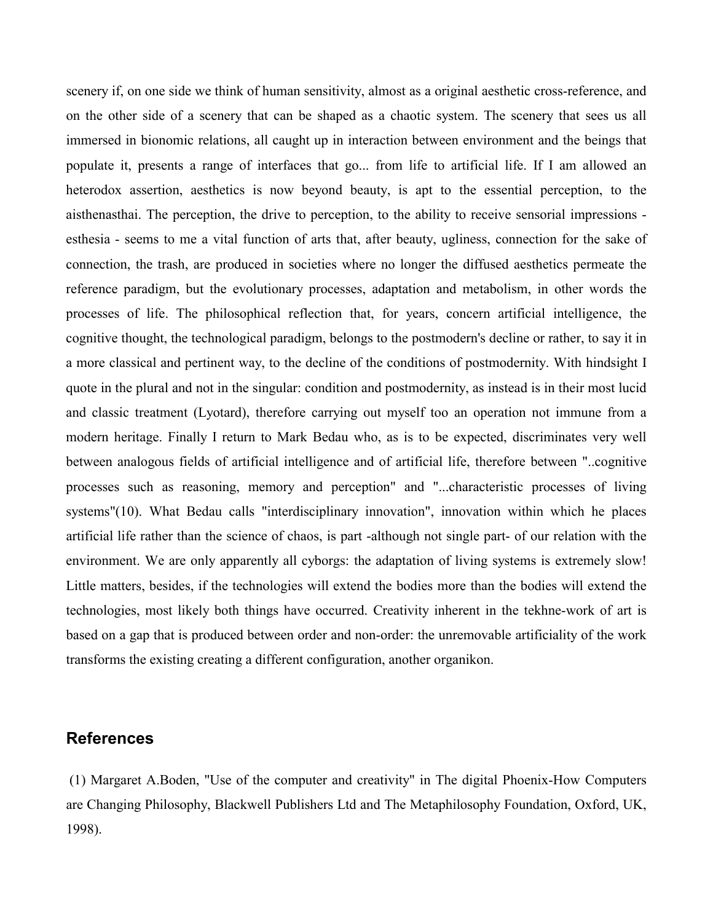scenery if, on one side we think of human sensitivity, almost as a original aesthetic cross-reference, and on the other side of a scenery that can be shaped as a chaotic system. The scenery that sees us all immersed in bionomic relations, all caught up in interaction between environment and the beings that populate it, presents a range of interfaces that go... from life to artificial life. If I am allowed an heterodox assertion, aesthetics is now beyond beauty, is apt to the essential perception, to the aisthenasthai. The perception, the drive to perception, to the ability to receive sensorial impressions - esthesia - seems to me a vital function of arts that, after beauty, ugliness, connection for the sake of connection, the trash, are produced in societies where no longer the diffused aesthetics permeate the reference paradigm, but the evolutionary processes, adaptation and metabolism, in other words the processes of life. The philosophical reflection that, for years, concern artificial intelligence, the cognitive thought, the technological paradigm, belongs to the postmodern's decline or rather, to say it in a more classical and pertinent way, to the decline of the conditions of postmodernity. With hindsight I quote in the plural and not in the singular: condition and postmodernity, as instead is in their most lucid and classic treatment (Lyotard), therefore carrying out myself too an operation not immune from a modern heritage. Finally I return to Mark Bedau who, as is to be expected, discriminates very well between analogous fields of artificial intelligence and of artificial life, therefore between "..cognitive processes such as reasoning, memory and perception" and "...characteristic processes of living systems"(10). What Bedau calls "interdisciplinary innovation", innovation within which he places artificial life rather than the science of chaos, is part -although not single part- of our relation with the environment. We are only apparently all cyborgs: the adaptation of living systems is extremely slow! Little matters, besides, if the technologies will extend the bodies more than the bodies will extend the technologies, most likely both things have occurred. Creativity inherent in the tekhne-work of art is based on a gap that is produced between order and non-order: the unremovable artificiality of the work transforms the existing creating a different configuration, another organikon.

## References

(1) Margaret A.Boden, "Use of the computer and creativity" in The digital Phoenix-How Computers are Changing Philosophy, Blackwell Publishers Ltd and The Metaphilosophy Foundation, Oxford, UK, 1998).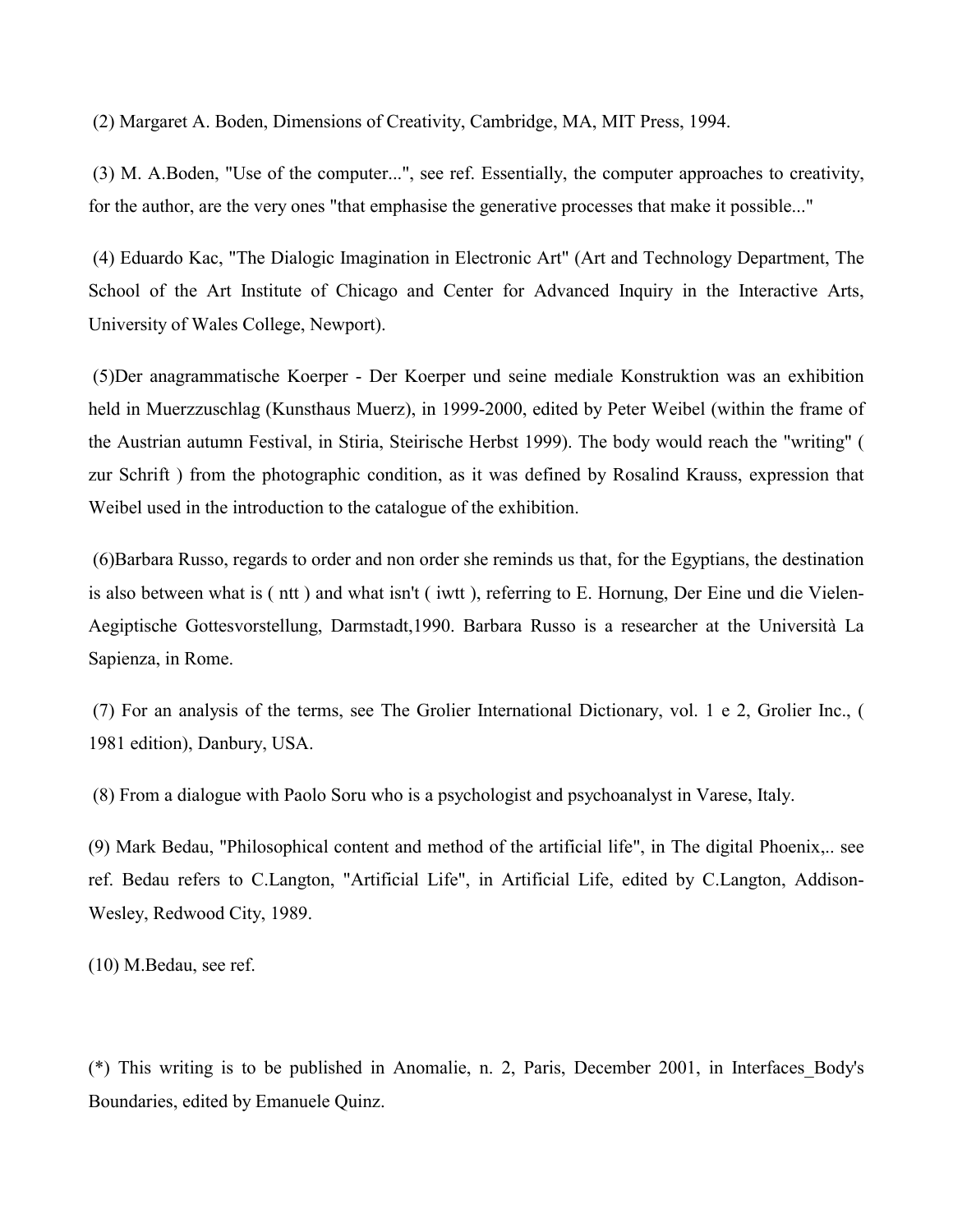(2) Margaret A. Boden, Dimensions of Creativity, Cambridge, MA, MIT Press, 1994.

(3) M. A.Boden, "Use of the computer...", see ref. Essentially, the computer approaches to creativity, for the author, are the very ones "that emphasise the generative processes that make it possible..."

(4) Eduardo Kac, "The Dialogic Imagination in Electronic Art" (Art and Technology Department, The School of the Art Institute of Chicago and Center for Advanced Inquiry in the Interactive Arts, University of Wales College, Newport).

(5)Der anagrammatische Koerper - Der Koerper und seine mediale Konstruktion was an exhibition held in Muerzzuschlag (Kunsthaus Muerz), in 1999-2000, edited by Peter Weibel (within the frame of the Austrian autumn Festival, in Stiria, Steirische Herbst 1999). The body would reach the "writing" ( zur Schrift ) from the photographic condition, as it was defined by Rosalind Krauss, expression that Weibel used in the introduction to the catalogue of the exhibition.

(6)Barbara Russo, regards to order and non order she reminds us that, for the Egyptians, the destination is also between what is ( ntt ) and what isn't ( iwtt ), referring to E. Hornung, Der Eine und die Vielen-Aegiptische Gottesvorstellung, Darmstadt,1990. Barbara Russo is a researcher at the Università La Sapienza, in Rome.

(7) For an analysis of the terms, see The Grolier International Dictionary, vol. 1 e 2, Grolier Inc., ( 1981 edition), Danbury, USA.

(8) From a dialogue with Paolo Soru who is a psychologist and psychoanalyst in Varese, Italy.

(9) Mark Bedau, "Philosophical content and method of the artificial life", in The digital Phoenix,.. see ref. Bedau refers to C.Langton, "Artificial Life", in Artificial Life, edited by C.Langton, Addison-Wesley, Redwood City, 1989.

(10) M.Bedau, see ref.

(*) This writing is to be published in Anomalie, n. 2, Paris, December 2001, in Interfaces_Body's Boundaries, edited by Emanuele Quinz.